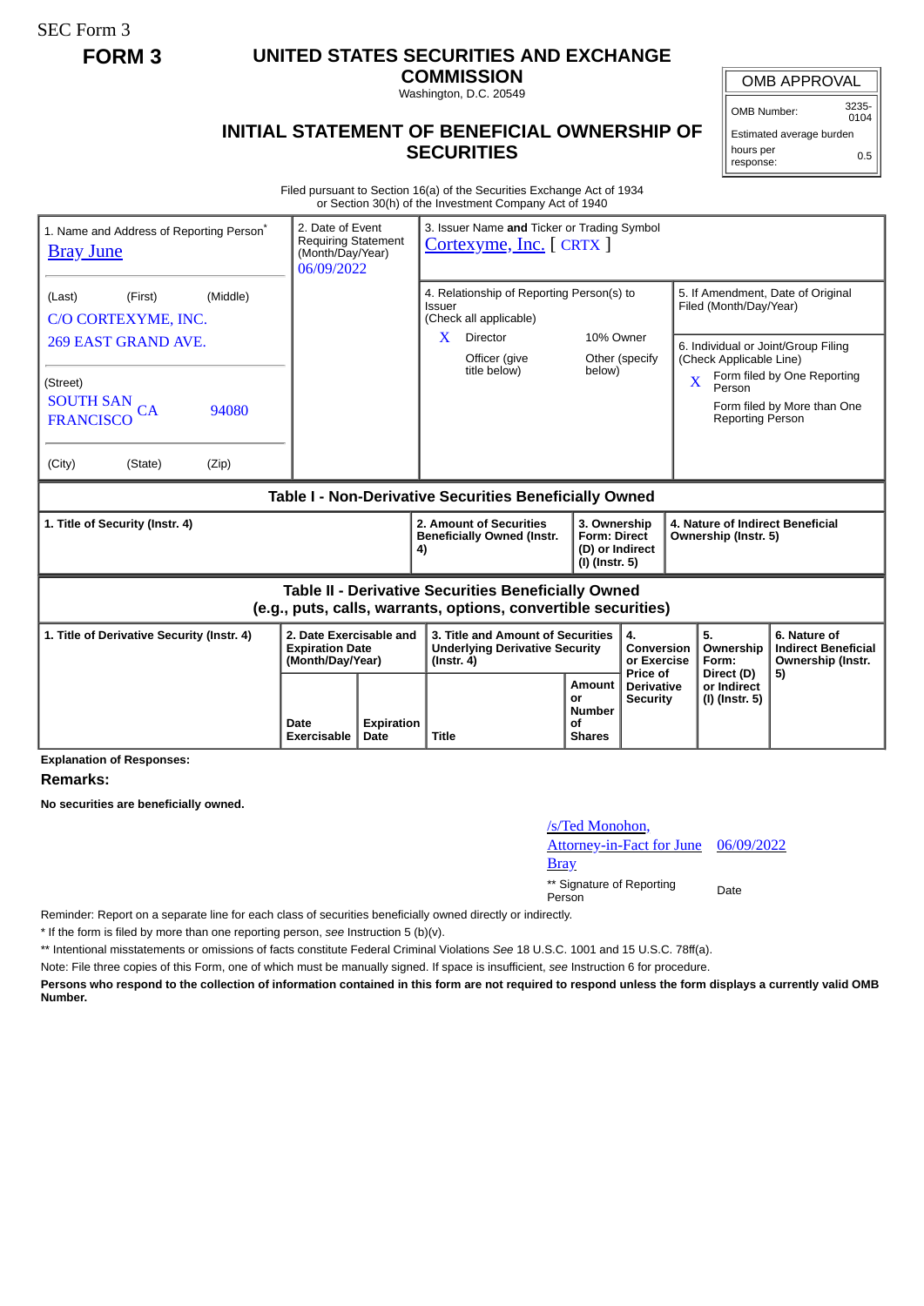SEC Form 3

**FORM 3**

# UNITED STATES SECURITIES AND EXCHANGE COMMISSION

Washington, D.C. 20549

## INITIAL STATEMENT OF BENEFICIAL OWNERSHIP OF SECURITIES

| OMB APPROVAL | |
|---|---|
| OMB Number: | 3235-0104 |
| Estimated average burden hours per response: | 0.5 |

Filed pursuant to Section 16(a) of the Securities Exchange Act of 1934 or Section 30(h) of the Investment Company Act of 1940

| 1. Name and Address of Reporting Person* | 2. Date of Event Requiring Statement (Month/Day/Year) | 3. Issuer Name **and** Ticker or Trading Symbol |
|---|---|---|
| Bray June | 06/09/2022 | Cortexyme, Inc. [ CRTX ] |
| (Last) (First) (Middle) C/O CORTEXYME, INC. 269 EAST GRAND AVE. | | 4. Relationship of Reporting Person(s) to Issuer (Check all applicable) X Director; 10% Owner; Officer (give title below); Other (specify below) |
| (Street) SOUTH SAN FRANCISCO CA 94080 | | 5. If Amendment, Date of Original Filed (Month/Day/Year) |
| (City) (State) (Zip) | | 6. Individual or Joint/Group Filing (Check Applicable Line) X Form filed by One Reporting Person; Form filed by More than One Reporting Person |

**Table I - Non-Derivative Securities Beneficially Owned**

| 1. Title of Security (Instr. 4) | 2. Amount of Securities Beneficially Owned (Instr. 4) | 3. Ownership Form: Direct (D) or Indirect (I) (Instr. 5) | 4. Nature of Indirect Beneficial Ownership (Instr. 5) |
|---|---|---|---|

**Table II - Derivative Securities Beneficially Owned (e.g., puts, calls, warrants, options, convertible securities)**

| 1. Title of Derivative Security (Instr. 4) | 2. Date Exercisable and Expiration Date (Month/Day/Year) | | 3. Title and Amount of Securities Underlying Derivative Security (Instr. 4) | | 4. Conversion or Exercise Price of Derivative Security | 5. Ownership Form: Direct (D) or Indirect (I) (Instr. 5) | 6. Nature of Indirect Beneficial Ownership (Instr. 5) |
|---|---|---|---|---|---|---|---|
| | Date Exercisable | Expiration Date | Title | Amount or Number of Shares | | | |

**Explanation of Responses:**

**Remarks:**

**No securities are beneficially owned.**

| /s/Ted Monohon, Attorney-in-Fact for June Bray | 06/09/2022 |
|---|---|
| ** Signature of Reporting Person | Date |

Reminder: Report on a separate line for each class of securities beneficially owned directly or indirectly.

\* If the form is filed by more than one reporting person, *see* Instruction 5 (b)(v).

\*\* Intentional misstatements or omissions of facts constitute Federal Criminal Violations *See* 18 U.S.C. 1001 and 15 U.S.C. 78ff(a).

Note: File three copies of this Form, one of which must be manually signed. If space is insufficient, *see* Instruction 6 for procedure.

**Persons who respond to the collection of information contained in this form are not required to respond unless the form displays a currently valid OMB Number.**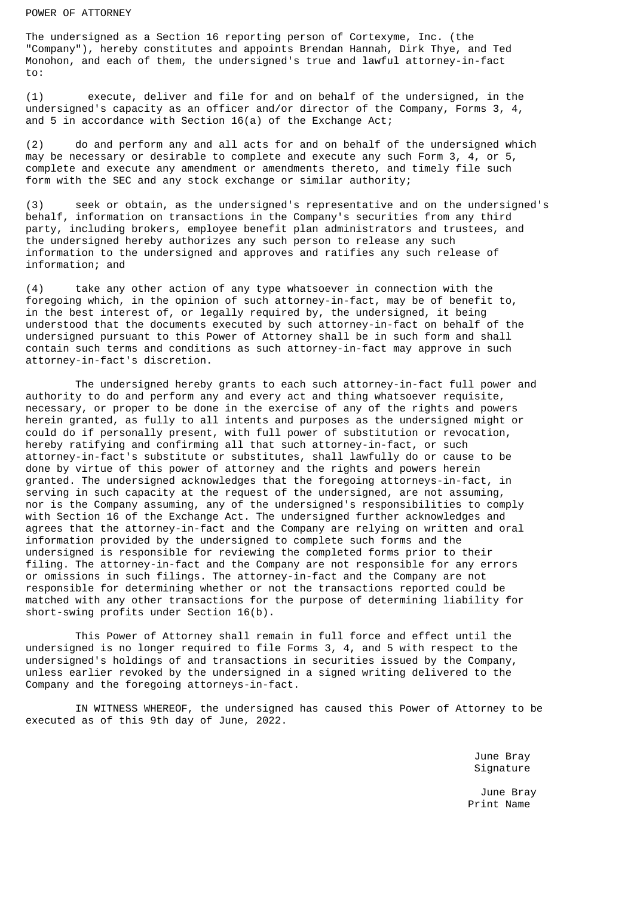POWER OF ATTORNEY

The undersigned as a Section 16 reporting person of Cortexyme, Inc. (the "Company"), hereby constitutes and appoints Brendan Hannah, Dirk Thye, and Ted Monohon, and each of them, the undersigned's true and lawful attorney-in-fact to:

(1) execute, deliver and file for and on behalf of the undersigned, in the undersigned's capacity as an officer and/or director of the Company, Forms 3, 4, and 5 in accordance with Section 16(a) of the Exchange Act;

(2) do and perform any and all acts for and on behalf of the undersigned which may be necessary or desirable to complete and execute any such Form 3, 4, or 5, complete and execute any amendment or amendments thereto, and timely file such form with the SEC and any stock exchange or similar authority;

(3) seek or obtain, as the undersigned's representative and on the undersigned's behalf, information on transactions in the Company's securities from any third party, including brokers, employee benefit plan administrators and trustees, and the undersigned hereby authorizes any such person to release any such information to the undersigned and approves and ratifies any such release of information; and

(4) take any other action of any type whatsoever in connection with the foregoing which, in the opinion of such attorney-in-fact, may be of benefit to, in the best interest of, or legally required by, the undersigned, it being understood that the documents executed by such attorney-in-fact on behalf of the undersigned pursuant to this Power of Attorney shall be in such form and shall contain such terms and conditions as such attorney-in-fact may approve in such attorney-in-fact's discretion.

The undersigned hereby grants to each such attorney-in-fact full power and authority to do and perform any and every act and thing whatsoever requisite, necessary, or proper to be done in the exercise of any of the rights and powers herein granted, as fully to all intents and purposes as the undersigned might or could do if personally present, with full power of substitution or revocation, hereby ratifying and confirming all that such attorney-in-fact, or such attorney-in-fact's substitute or substitutes, shall lawfully do or cause to be done by virtue of this power of attorney and the rights and powers herein granted. The undersigned acknowledges that the foregoing attorneys-in-fact, in serving in such capacity at the request of the undersigned, are not assuming, nor is the Company assuming, any of the undersigned's responsibilities to comply with Section 16 of the Exchange Act. The undersigned further acknowledges and agrees that the attorney-in-fact and the Company are relying on written and oral information provided by the undersigned to complete such forms and the undersigned is responsible for reviewing the completed forms prior to their filing. The attorney-in-fact and the Company are not responsible for any errors or omissions in such filings. The attorney-in-fact and the Company are not responsible for determining whether or not the transactions reported could be matched with any other transactions for the purpose of determining liability for short-swing profits under Section 16(b).

This Power of Attorney shall remain in full force and effect until the undersigned is no longer required to file Forms 3, 4, and 5 with respect to the undersigned's holdings of and transactions in securities issued by the Company, unless earlier revoked by the undersigned in a signed writing delivered to the Company and the foregoing attorneys-in-fact.

IN WITNESS WHEREOF, the undersigned has caused this Power of Attorney to be executed as of this 9th day of June, 2022.

June Bray
Signature

June Bray
Print Name